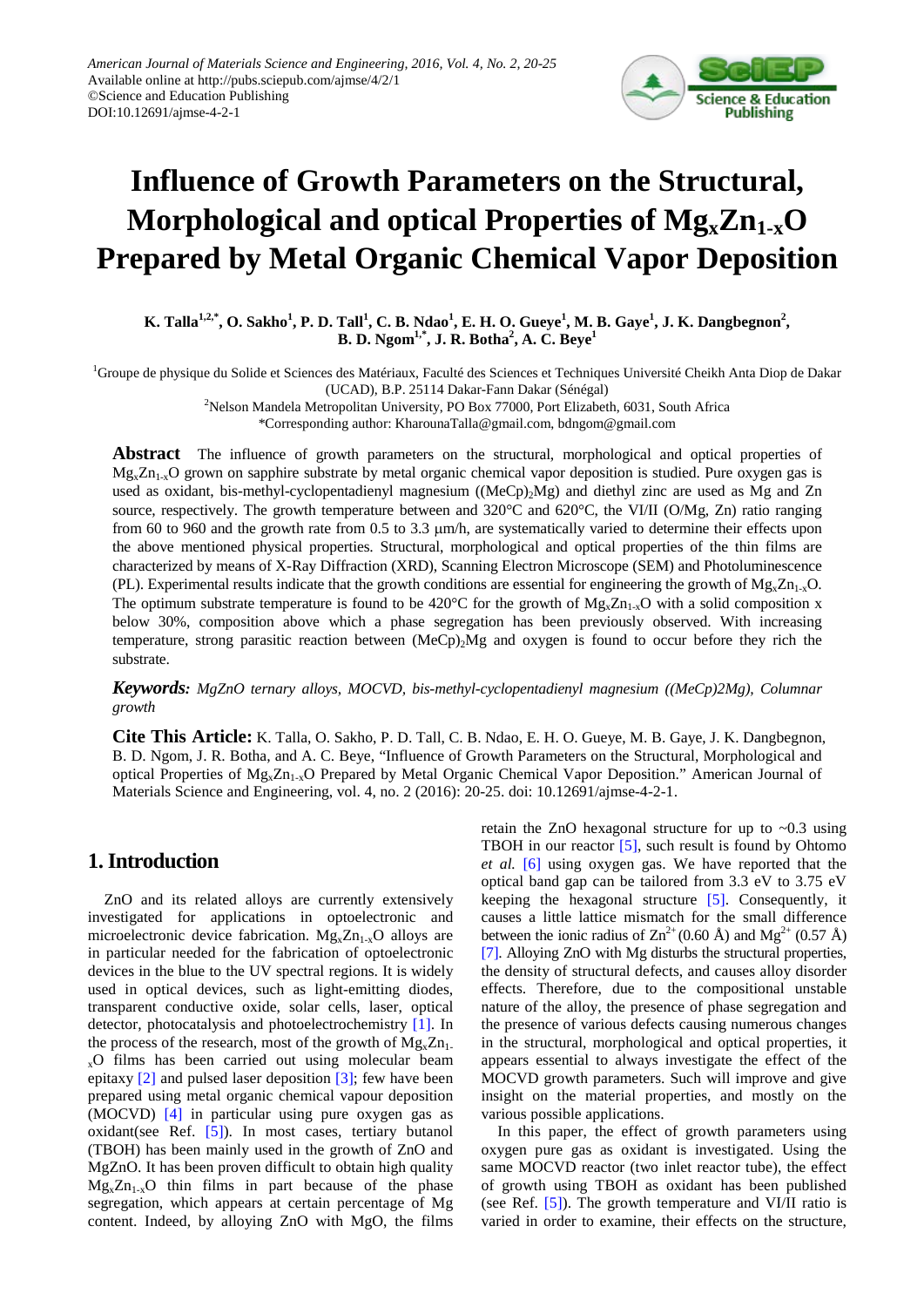# Influence of Growth Parameters on the Structural, Morphological and optical Properties of $Mg_xZn_{1-x}O$ Prepared by Metal Organic Chemical Vapor Deposition

**K. Talla[1,2,*], O. Sakho[1], P. D. Tall[1], C. B. Ndao[1], E. H. O. Gueye[1], M. B. Gaye[1], J. K. Dangbegnon[2], B. D. Ngom[1,*], J. R. Botha[2], A. C. Beye[1]**

[1]Groupe de physique du Solide et Sciences des Matériaux, Faculté des Sciences et Techniques Université Cheikh Anta Diop de Dakar (UCAD), B.P. 25114 Dakar-Fann Dakar (Sénégal)

[2]Nelson Mandela Metropolitan University, PO Box 77000, Port Elizabeth, 6031, South Africa

*Corresponding author: KharounaTalla@gmail.com, bdngom@gmail.com

**Abstract** The influence of growth parameters on the structural, morphological and optical properties of $Mg_xZn_{1-x}O$ grown on sapphire substrate by metal organic chemical vapor deposition is studied. Pure oxygen gas is used as oxidant, bis-methyl-cyclopentadienyl magnesium ($(MeCp)_2Mg$) and diethyl zinc are used as Mg and Zn source, respectively. The growth temperature between and 320°C and 620°C, the VI/II (O/Mg, Zn) ratio ranging from 60 to 960 and the growth rate from 0.5 to 3.3 μm/h, are systematically varied to determine their effects upon the above mentioned physical properties. Structural, morphological and optical properties of the thin films are characterized by means of X-Ray Diffraction (XRD), Scanning Electron Microscope (SEM) and Photoluminescence (PL). Experimental results indicate that the growth conditions are essential for engineering the growth of $Mg_xZn_{1-x}O$. The optimum substrate temperature is found to be 420°C for the growth of $Mg_xZn_{1-x}O$ with a solid composition x below 30%, composition above which a phase segregation has been previously observed. With increasing temperature, strong parasitic reaction between $(MeCp)_2Mg$ and oxygen is found to occur before they rich the substrate.

***Keywords:*** *MgZnO ternary alloys, MOCVD, bis-methyl-cyclopentadienyl magnesium ((MeCp)2Mg), Columnar growth*

**Cite This Article:** K. Talla, O. Sakho, P. D. Tall, C. B. Ndao, E. H. O. Gueye, M. B. Gaye, J. K. Dangbegnon, B. D. Ngom, J. R. Botha, and A. C. Beye, "Influence of Growth Parameters on the Structural, Morphological and optical Properties of $Mg_xZn_{1-x}O$ Prepared by Metal Organic Chemical Vapor Deposition." American Journal of Materials Science and Engineering, vol. 4, no. 2 (2016): 20-25. doi: 10.12691/ajmse-4-2-1.

## 1. Introduction

ZnO and its related alloys are currently extensively investigated for applications in optoelectronic and microelectronic device fabrication. $Mg_xZn_{1-x}O$ alloys are in particular needed for the fabrication of optoelectronic devices in the blue to the UV spectral regions. It is widely used in optical devices, such as light-emitting diodes, transparent conductive oxide, solar cells, laser, optical detector, photocatalysis and photoelectrochemistry [1]. In the process of the research, most of the growth of $Mg_xZn_{1-x}O$ films has been carried out using molecular beam epitaxy [2] and pulsed laser deposition [3]; few have been prepared using metal organic chemical vapour deposition (MOCVD) [4] in particular using pure oxygen gas as oxidant(see Ref. [5]). In most cases, tertiary butanol (TBOH) has been mainly used in the growth of ZnO and MgZnO. It has been proven difficult to obtain high quality $Mg_xZn_{1-x}O$ thin films in part because of the phase segregation, which appears at certain percentage of Mg content. Indeed, by alloying ZnO with MgO, the films retain the ZnO hexagonal structure for up to ~0.3 using TBOH in our reactor [5], such result is found by Ohtomo *et al.* [6] using oxygen gas. We have reported that the optical band gap can be tailored from 3.3 eV to 3.75 eV keeping the hexagonal structure [5]. Consequently, it causes a little lattice mismatch for the small difference between the ionic radius of $Zn^{2+}$ (0.60 Å) and $Mg^{2+}$ (0.57 Å) [7]. Alloying ZnO with Mg disturbs the structural properties, the density of structural defects, and causes alloy disorder effects. Therefore, due to the compositional unstable nature of the alloy, the presence of phase segregation and the presence of various defects causing numerous changes in the structural, morphological and optical properties, it appears essential to always investigate the effect of the MOCVD growth parameters. Such will improve and give insight on the material properties, and mostly on the various possible applications.

In this paper, the effect of growth parameters using oxygen pure gas as oxidant is investigated. Using the same MOCVD reactor (two inlet reactor tube), the effect of growth using TBOH as oxidant has been published (see Ref. [5]). The growth temperature and VI/II ratio is varied in order to examine, their effects on the structure,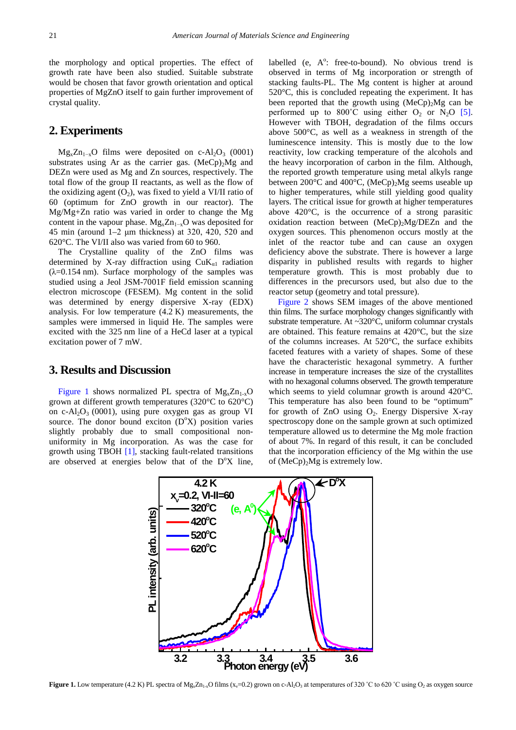the morphology and optical properties. The effect of growth rate have been also studied. Suitable substrate would be chosen that favor growth orientation and optical properties of MgZnO itself to gain further improvement of crystal quality.

## 2. Experiments

$Mg_xZn_{1-x}O$ films were deposited on c-$Al_2O_3$ (0001) substrates using Ar as the carrier gas. $(MeCp)_2Mg$ and DEZn were used as Mg and Zn sources, respectively. The total flow of the group II reactants, as well as the flow of the oxidizing agent ($O_2$), was fixed to yield a VI/II ratio of 60 (optimum for ZnO growth in our reactor). The Mg/Mg+Zn ratio was varied in order to change the Mg content in the vapour phase. $Mg_xZn_{1-x}O$ was deposited for 45 min (around 1–2 μm thickness) at 320, 420, 520 and 620°C. The VI/II also was varied from 60 to 960.

The Crystalline quality of the ZnO films was determined by X-ray diffraction using $CuK_{\alpha 1}$ radiation ($\lambda$=0.154 nm). Surface morphology of the samples was studied using a Jeol JSM-7001F field emission scanning electron microscope (FESEM). Mg content in the solid was determined by energy dispersive X-ray (EDX) analysis. For low temperature (4.2 K) measurements, the samples were immersed in liquid He. The samples were excited with the 325 nm line of a HeCd laser at a typical excitation power of 7 mW.

## 3. Results and Discussion

Figure 1 shows normalized PL spectra of $Mg_xZn_{1-x}O$ grown at different growth temperatures (320°C to 620°C) on c-$Al_2O_3$ (0001), using pure oxygen gas as group VI source. The donor bound exciton ($D^oX$) position varies slightly probably due to small compositional non-uniformity in Mg incorporation. As was the case for growth using TBOH [1], stacking fault-related transitions are observed at energies below that of the $D^oX$ line, labelled (e, $A^o$: free-to-bound). No obvious trend is observed in terms of Mg incorporation or strength of stacking faults-PL. The Mg content is higher at around 520°C, this is concluded repeating the experiment. It has been reported that the growth using $(MeCp)_2Mg$ can be performed up to 800˚C using either $O_2$ or $N_2O$ [5]. However with TBOH, degradation of the films occurs above 500°C, as well as a weakness in strength of the luminescence intensity. This is mostly due to the low reactivity, low cracking temperature of the alcohols and the heavy incorporation of carbon in the film. Although, the reported growth temperature using metal alkyls range between 200°C and 400°C, $(MeCp)_2Mg$ seems useable up to higher temperatures, while still yielding good quality layers. The critical issue for growth at higher temperatures above 420°C, is the occurrence of a strong parasitic oxidation reaction between $(MeCp)_2Mg$/DEZn and the oxygen sources. This phenomenon occurs mostly at the inlet of the reactor tube and can cause an oxygen deficiency above the substrate. There is however a large disparity in published results with regards to higher temperature growth. This is most probably due to differences in the precursors used, but also due to the reactor setup (geometry and total pressure).

Figure 2 shows SEM images of the above mentioned thin films. The surface morphology changes significantly with substrate temperature. At ~320°C, uniform columnar crystals are obtained. This feature remains at 420°C, but the size of the columns increases. At 520°C, the surface exhibits faceted features with a variety of shapes. Some of these have the characteristic hexagonal symmetry. A further increase in temperature increases the size of the crystallites with no hexagonal columns observed. The growth temperature which seems to yield columnar growth is around 420°C. This temperature has also been found to be "optimum" for growth of ZnO using $O_2$. Energy Dispersive X-ray spectroscopy done on the sample grown at such optimized temperature allowed us to determine the Mg mole fraction of about 7%. In regard of this result, it can be concluded that the incorporation efficiency of the Mg within the use of $(MeCp)_2Mg$ is extremely low.

**Figure 1.** Low temperature (4.2 K) PL spectra of $Mg_xZn_{1-x}O$ films ($x_v$=0.2) grown on c-$Al_2O_3$ at temperatures of 320 ˚C to 620 ˚C using $O_2$ as oxygen source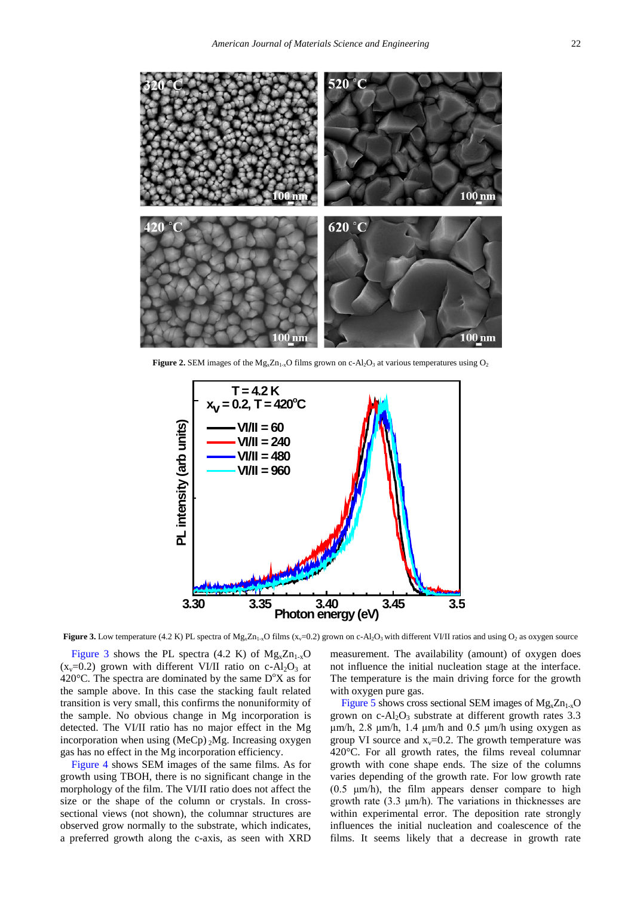**Figure 2.** SEM images of the $Mg_xZn_{1-x}O$ films grown on c-$Al_2O_3$ at various temperatures using $O_2$

**Figure 3.** Low temperature (4.2 K) PL spectra of $Mg_xZn_{1-x}O$ films ($x_v$=0.2) grown on c-$Al_2O_3$ with different VI/II ratios and using $O_2$ as oxygen source

Figure 3 shows the PL spectra (4.2 K) of $Mg_xZn_{1-x}O$ ($x_v$=0.2) grown with different VI/II ratio on c-$Al_2O_3$ at 420°C. The spectra are dominated by the same $D^oX$ as for the sample above. In this case the stacking fault related transition is very small, this confirms the nonuniformity of the sample. No obvious change in Mg incorporation is detected. The VI/II ratio has no major effect in the Mg incorporation when using $(MeCp)_2Mg$. Increasing oxygen gas has no effect in the Mg incorporation efficiency.

Figure 4 shows SEM images of the same films. As for growth using TBOH, there is no significant change in the morphology of the film. The VI/II ratio does not affect the size or the shape of the column or crystals. In cross-sectional views (not shown), the columnar structures are observed grow normally to the substrate, which indicates, a preferred growth along the c-axis, as seen with XRD measurement. The availability (amount) of oxygen does not influence the initial nucleation stage at the interface. The temperature is the main driving force for the growth with oxygen pure gas.

Figure 5 shows cross sectional SEM images of $Mg_xZn_{1-x}O$ grown on c-$Al_2O_3$ substrate at different growth rates 3.3 µm/h, 2.8 µm/h, 1.4 µm/h and 0.5 µm/h using oxygen as group VI source and $x_v$=0.2. The growth temperature was 420°C. For all growth rates, the films reveal columnar growth with cone shape ends. The size of the columns varies depending of the growth rate. For low growth rate (0.5 µm/h), the film appears denser compare to high growth rate (3.3 µm/h). The variations in thicknesses are within experimental error. The deposition rate strongly influences the initial nucleation and coalescence of the films. It seems likely that a decrease in growth rate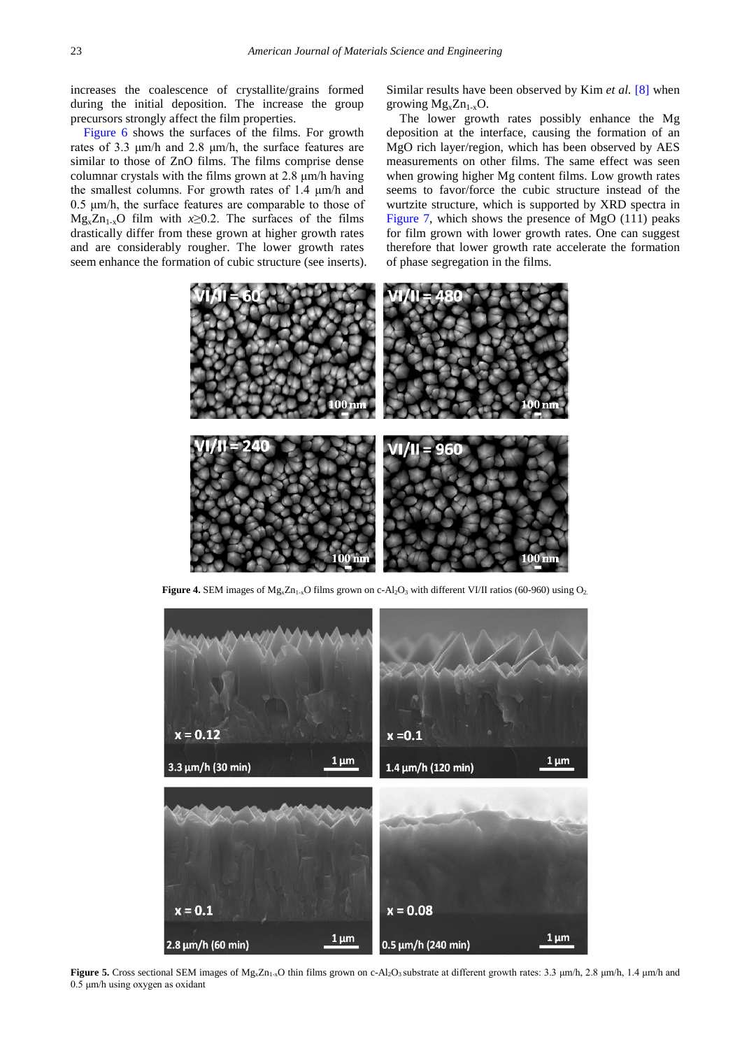increases the coalescence of crystallite/grains formed during the initial deposition. The increase the group precursors strongly affect the film properties.

Figure 6 shows the surfaces of the films. For growth rates of 3.3 μm/h and 2.8 μm/h, the surface features are similar to those of ZnO films. The films comprise dense columnar crystals with the films grown at 2.8 μm/h having the smallest columns. For growth rates of 1.4 μm/h and 0.5 μm/h, the surface features are comparable to those of $Mg_xZn_{1-x}O$ film with $x \geq 0.2$. The surfaces of the films drastically differ from these grown at higher growth rates and are considerably rougher. The lower growth rates seem enhance the formation of cubic structure (see inserts). Similar results have been observed by Kim *et al.* [8] when growing $Mg_xZn_{1-x}O$.

The lower growth rates possibly enhance the Mg deposition at the interface, causing the formation of an MgO rich layer/region, which has been observed by AES measurements on other films. The same effect was seen when growing higher Mg content films. Low growth rates seems to favor/force the cubic structure instead of the wurtzite structure, which is supported by XRD spectra in Figure 7, which shows the presence of MgO (111) peaks for film grown with lower growth rates. One can suggest therefore that lower growth rate accelerate the formation of phase segregation in the films.

**Figure 4.** SEM images of $Mg_xZn_{1-x}O$ films grown on c-$Al_2O_3$ with different VI/II ratios (60-960) using $O_2$.

**Figure 5.** Cross sectional SEM images of $Mg_xZn_{1-x}O$ thin films grown on c-$Al_2O_3$ substrate at different growth rates: 3.3 μm/h, 2.8 μm/h, 1.4 μm/h and 0.5 μm/h using oxygen as oxidant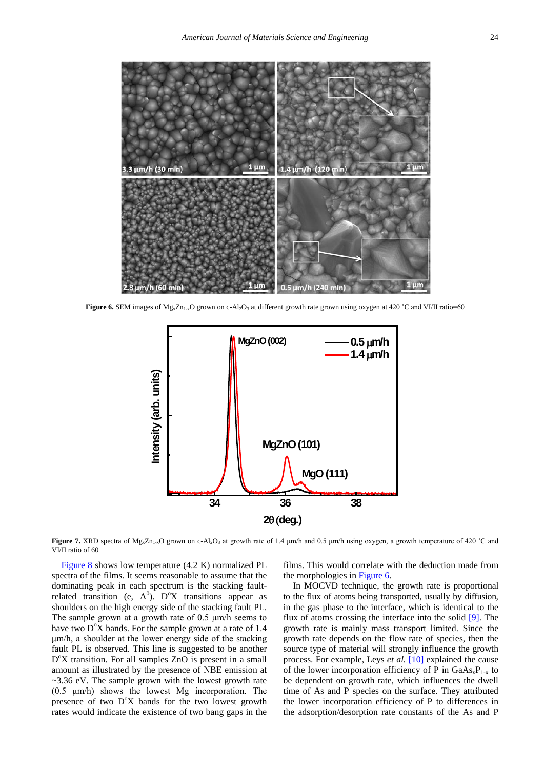**Figure 6.** SEM images of $Mg_xZn_{1-x}O$ grown on c-$Al_2O_3$ at different growth rate grown using oxygen at 420 ˚C and VI/II ratio=60

**Figure 7.** XRD spectra of $Mg_xZn_{1-x}O$ grown on c-$Al_2O_3$ at growth rate of 1.4 µm/h and 0.5 µm/h using oxygen, a growth temperature of 420 ˚C and VI/II ratio of 60

Figure 8 shows low temperature (4.2 K) normalized PL spectra of the films. It seems reasonable to assume that the dominating peak in each spectrum is the stacking fault-related transition (e, $A^0$). $D^oX$ transitions appear as shoulders on the high energy side of the stacking fault PL. The sample grown at a growth rate of 0.5 µm/h seems to have two $D^oX$ bands. For the sample grown at a rate of 1.4 µm/h, a shoulder at the lower energy side of the stacking fault PL is observed. This line is suggested to be another $D^oX$ transition. For all samples ZnO is present in a small amount as illustrated by the presence of NBE emission at ~3.36 eV. The sample grown with the lowest growth rate (0.5 µm/h) shows the lowest Mg incorporation. The presence of two $D^oX$ bands for the two lowest growth rates would indicate the existence of two bang gaps in the films. This would correlate with the deduction made from the morphologies in Figure 6.

In MOCVD technique, the growth rate is proportional to the flux of atoms being transported, usually by diffusion, in the gas phase to the interface, which is identical to the flux of atoms crossing the interface into the solid [9]. The growth rate is mainly mass transport limited. Since the growth rate depends on the flow rate of species, then the source type of material will strongly influence the growth process. For example, Leys *et al.* [10] explained the cause of the lower incorporation efficiency of P in $GaAs_xP_{1-x}$ to be dependent on growth rate, which influences the dwell time of As and P species on the surface. They attributed the lower incorporation efficiency of P to differences in the adsorption/desorption rate constants of the As and P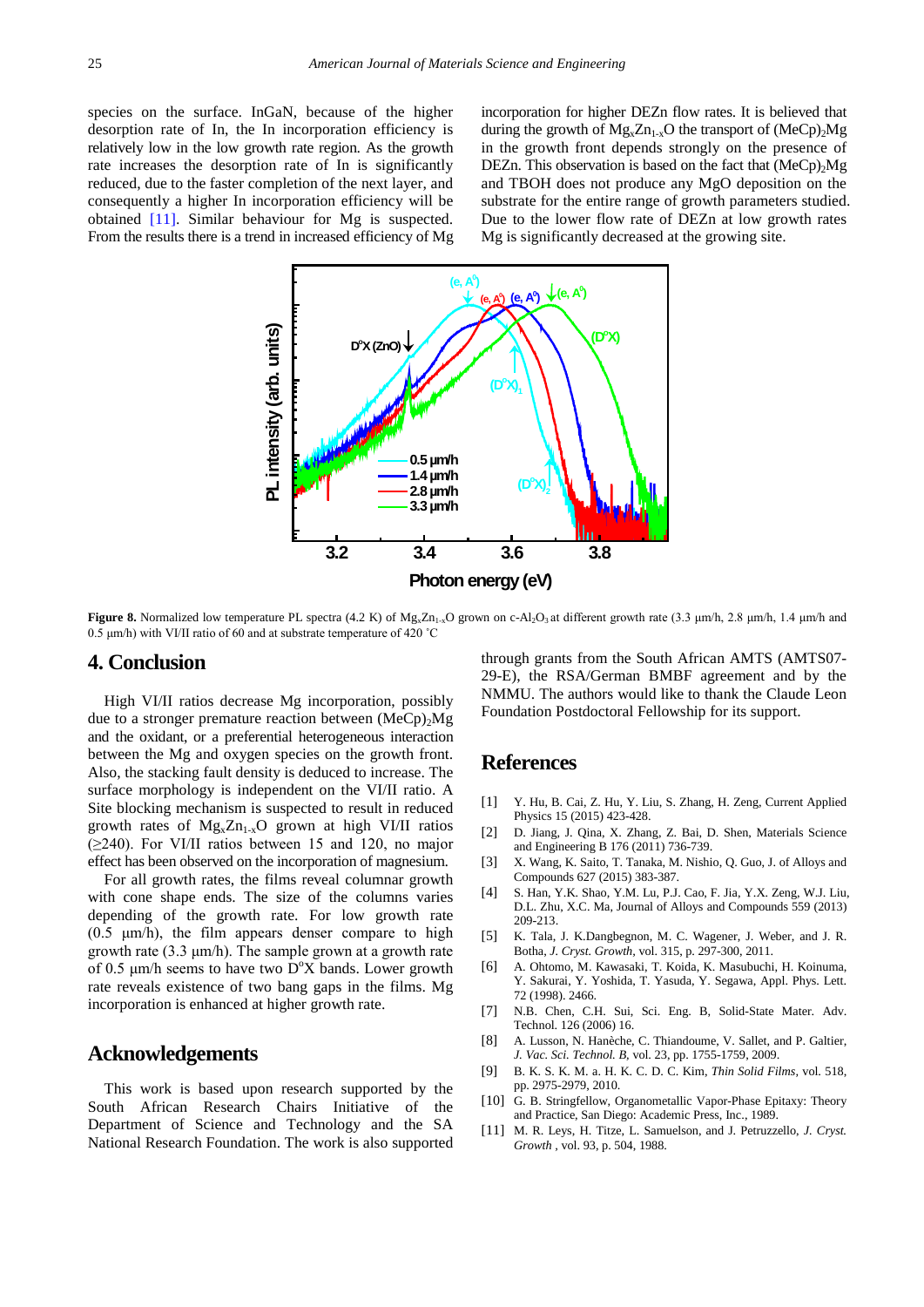species on the surface. InGaN, because of the higher desorption rate of In, the In incorporation efficiency is relatively low in the low growth rate region. As the growth rate increases the desorption rate of In is significantly reduced, due to the faster completion of the next layer, and consequently a higher In incorporation efficiency will be obtained [11]. Similar behaviour for Mg is suspected. From the results there is a trend in increased efficiency of Mg incorporation for higher DEZn flow rates. It is believed that during the growth of $Mg_xZn_{1-x}O$ the transport of $(MeCp)_2Mg$ in the growth front depends strongly on the presence of DEZn. This observation is based on the fact that $(MeCp)_2Mg$ and TBOH does not produce any MgO deposition on the substrate for the entire range of growth parameters studied. Due to the lower flow rate of DEZn at low growth rates Mg is significantly decreased at the growing site.

PL intensity (arb. units)

Photon energy (eV)

3.2 3.4 3.6 3.8

(e, A°) (e, A°) (e, A°) (e, A°)

D°X (ZnO)

(D°X)

(D°X)₁

(D°X)₂

0.5 µm/h
1.4 µm/h
2.8 µm/h
3.3 µm/h

**Figure 8.** Normalized low temperature PL spectra (4.2 K) of $Mg_xZn_{1-x}O$ grown on c-$Al_2O_3$ at different growth rate (3.3 µm/h, 2.8 µm/h, 1.4 µm/h and 0.5 µm/h) with VI/II ratio of 60 and at substrate temperature of 420 °C

## 4. Conclusion

High VI/II ratios decrease Mg incorporation, possibly due to a stronger premature reaction between $(MeCp)_2Mg$ and the oxidant, or a preferential heterogeneous interaction between the Mg and oxygen species on the growth front. Also, the stacking fault density is deduced to increase. The surface morphology is independent on the VI/II ratio. A Site blocking mechanism is suspected to result in reduced growth rates of $Mg_xZn_{1-x}O$ grown at high VI/II ratios ($\geq$240). For VI/II ratios between 15 and 120, no major effect has been observed on the incorporation of magnesium.

For all growth rates, the films reveal columnar growth with cone shape ends. The size of the columns varies depending of the growth rate. For low growth rate (0.5 µm/h), the film appears denser compare to high growth rate (3.3 µm/h). The sample grown at a growth rate of 0.5 µm/h seems to have two $D^oX$ bands. Lower growth rate reveals existence of two bang gaps in the films. Mg incorporation is enhanced at higher growth rate.

## Acknowledgements

This work is based upon research supported by the South African Research Chairs Initiative of the Department of Science and Technology and the SA National Research Foundation. The work is also supported through grants from the South African AMTS (AMTS07-29-E), the RSA/German BMBF agreement and by the NMMU. The authors would like to thank the Claude Leon Foundation Postdoctoral Fellowship for its support.

## References

[1] Y. Hu, B. Cai, Z. Hu, Y. Liu, S. Zhang, H. Zeng, Current Applied Physics 15 (2015) 423-428.

[2] D. Jiang, J. Qina, X. Zhang, Z. Bai, D. Shen, Materials Science and Engineering B 176 (2011) 736-739.

[3] X. Wang, K. Saito, T. Tanaka, M. Nishio, Q. Guo, J. of Alloys and Compounds 627 (2015) 383-387.

[4] S. Han, Y.K. Shao, Y.M. Lu, P.J. Cao, F. Jia, Y.X. Zeng, W.J. Liu, D.L. Zhu, X.C. Ma, Journal of Alloys and Compounds 559 (2013) 209-213.

[5] K. Tala, J. K.Dangbegnon, M. C. Wagener, J. Weber, and J. R. Botha, *J. Cryst. Growth*, vol. 315, p. 297-300, 2011.

[6] A. Ohtomo, M. Kawasaki, T. Koida, K. Masubuchi, H. Koinuma, Y. Sakurai, Y. Yoshida, T. Yasuda, Y. Segawa, Appl. Phys. Lett. 72 (1998). 2466.

[7] N.B. Chen, C.H. Sui, Sci. Eng. B, Solid-State Mater. Adv. Technol. 126 (2006) 16.

[8] A. Lusson, N. Hanèche, C. Thiandoume, V. Sallet, and P. Galtier, *J. Vac. Sci. Technol. B,* vol. 23, pp. 1755-1759, 2009.

[9] B. K. S. K. M. a. H. K. C. D. C. Kim, *Thin Solid Films*, vol. 518, pp. 2975-2979, 2010.

[10] G. B. Stringfellow, Organometallic Vapor-Phase Epitaxy: Theory and Practice, San Diego: Academic Press, Inc., 1989.

[11] M. R. Leys, H. Titze, L. Samuelson, and J. Petruzzello, *J. Cryst. Growth* , vol. 93, p. 504, 1988.